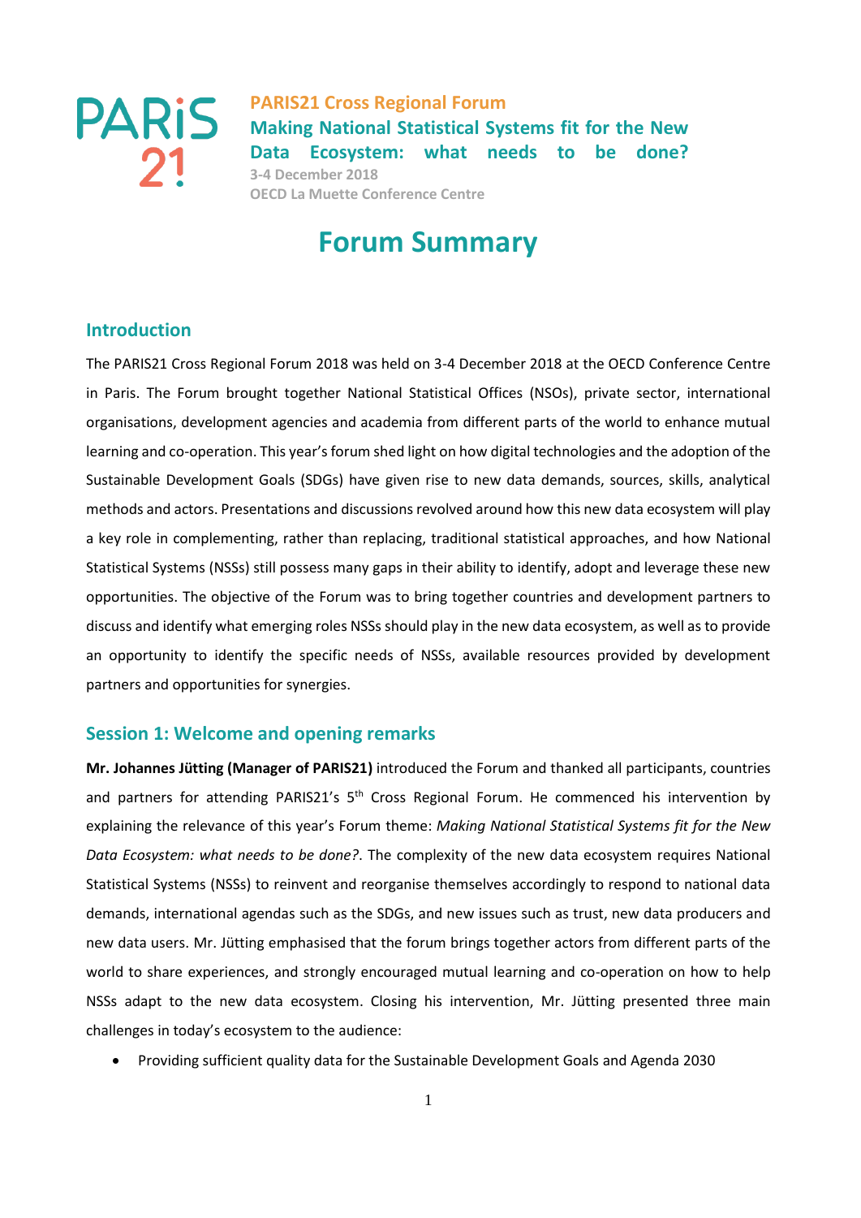PARIS21 Cross Regional Forum

**Making National Statistical Systems fit for the New Data Ecosystem: what needs to be done?**

3-4 December 2018

OECD La Muette Conference Centre

# Forum Summary

## Introduction

The PARIS21 Cross Regional Forum 2018 was held on 3-4 December 2018 at the OECD Conference Centre in Paris. The Forum brought together National Statistical Offices (NSOs), private sector, international organisations, development agencies and academia from different parts of the world to enhance mutual learning and co-operation. This year's forum shed light on how digital technologies and the adoption of the Sustainable Development Goals (SDGs) have given rise to new data demands, sources, skills, analytical methods and actors. Presentations and discussions revolved around how this new data ecosystem will play a key role in complementing, rather than replacing, traditional statistical approaches, and how National Statistical Systems (NSSs) still possess many gaps in their ability to identify, adopt and leverage these new opportunities. The objective of the Forum was to bring together countries and development partners to discuss and identify what emerging roles NSSs should play in the new data ecosystem, as well as to provide an opportunity to identify the specific needs of NSSs, available resources provided by development partners and opportunities for synergies.

## Session 1: Welcome and opening remarks

**Mr. Johannes Jütting (Manager of PARIS21)** introduced the Forum and thanked all participants, countries and partners for attending PARIS21's 5th Cross Regional Forum. He commenced his intervention by explaining the relevance of this year's Forum theme: *Making National Statistical Systems fit for the New Data Ecosystem: what needs to be done?*. The complexity of the new data ecosystem requires National Statistical Systems (NSSs) to reinvent and reorganise themselves accordingly to respond to national data demands, international agendas such as the SDGs, and new issues such as trust, new data producers and new data users. Mr. Jütting emphasised that the forum brings together actors from different parts of the world to share experiences, and strongly encouraged mutual learning and co-operation on how to help NSSs adapt to the new data ecosystem. Closing his intervention, Mr. Jütting presented three main challenges in today's ecosystem to the audience:

- Providing sufficient quality data for the Sustainable Development Goals and Agenda 2030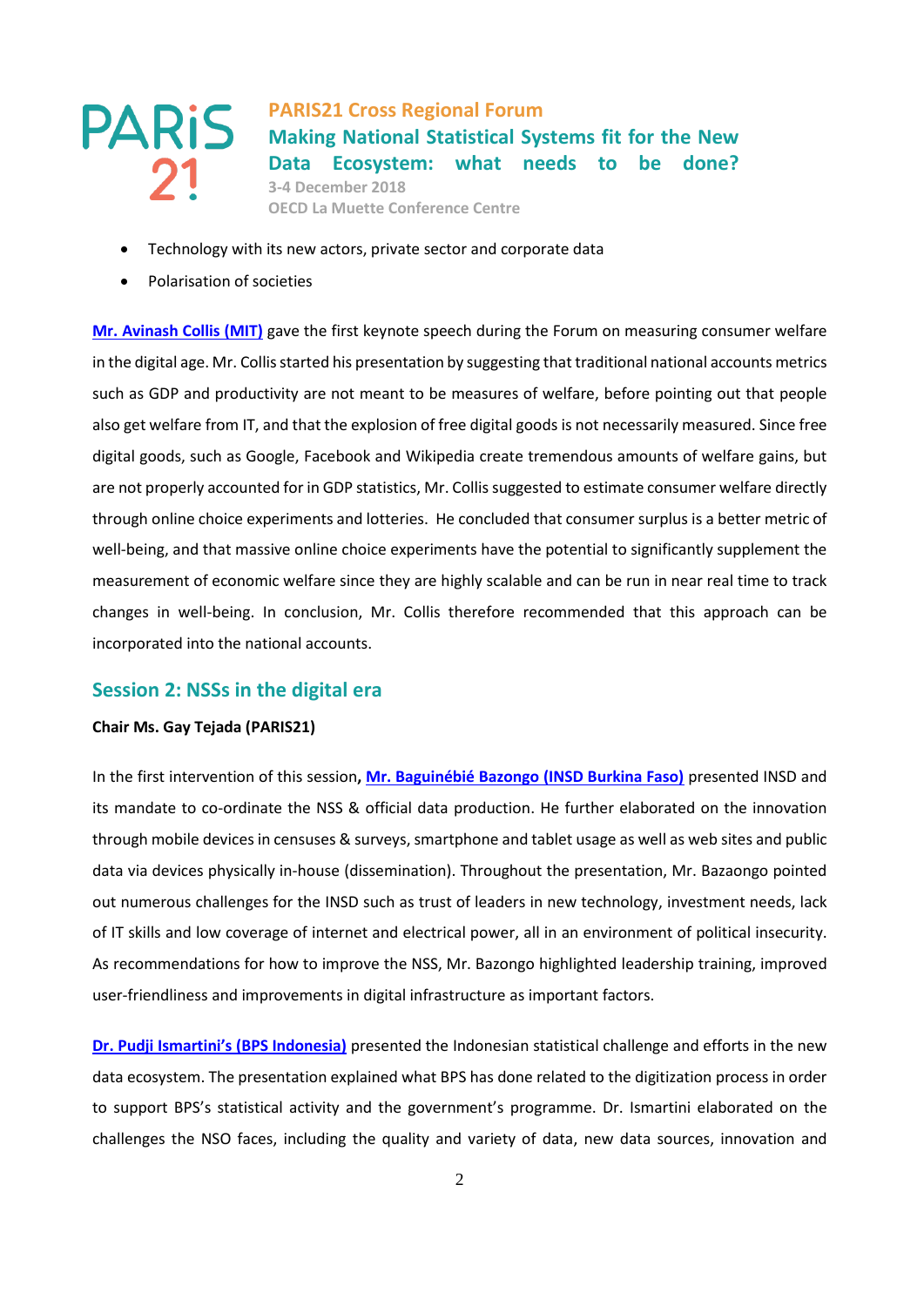- Technology with its new actors, private sector and corporate data
- Polarisation of societies

**Mr. Avinash Collis (MIT)** gave the first keynote speech during the Forum on measuring consumer welfare in the digital age. Mr. Collis started his presentation by suggesting that traditional national accounts metrics such as GDP and productivity are not meant to be measures of welfare, before pointing out that people also get welfare from IT, and that the explosion of free digital goods is not necessarily measured. Since free digital goods, such as Google, Facebook and Wikipedia create tremendous amounts of welfare gains, but are not properly accounted for in GDP statistics, Mr. Collis suggested to estimate consumer welfare directly through online choice experiments and lotteries. He concluded that consumer surplus is a better metric of well-being, and that massive online choice experiments have the potential to significantly supplement the measurement of economic welfare since they are highly scalable and can be run in near real time to track changes in well-being. In conclusion, Mr. Collis therefore recommended that this approach can be incorporated into the national accounts.

## Session 2: NSSs in the digital era

**Chair Ms. Gay Tejada (PARIS21)**

In the first intervention of this session**, Mr. Baguinébié Bazongo (INSD Burkina Faso)** presented INSD and its mandate to co-ordinate the NSS & official data production. He further elaborated on the innovation through mobile devices in censuses & surveys, smartphone and tablet usage as well as web sites and public data via devices physically in-house (dissemination). Throughout the presentation, Mr. Bazaongo pointed out numerous challenges for the INSD such as trust of leaders in new technology, investment needs, lack of IT skills and low coverage of internet and electrical power, all in an environment of political insecurity. As recommendations for how to improve the NSS, Mr. Bazongo highlighted leadership training, improved user-friendliness and improvements in digital infrastructure as important factors.

**Dr. Pudji Ismartini's (BPS Indonesia)** presented the Indonesian statistical challenge and efforts in the new data ecosystem. The presentation explained what BPS has done related to the digitization process in order to support BPS's statistical activity and the government's programme. Dr. Ismartini elaborated on the challenges the NSO faces, including the quality and variety of data, new data sources, innovation and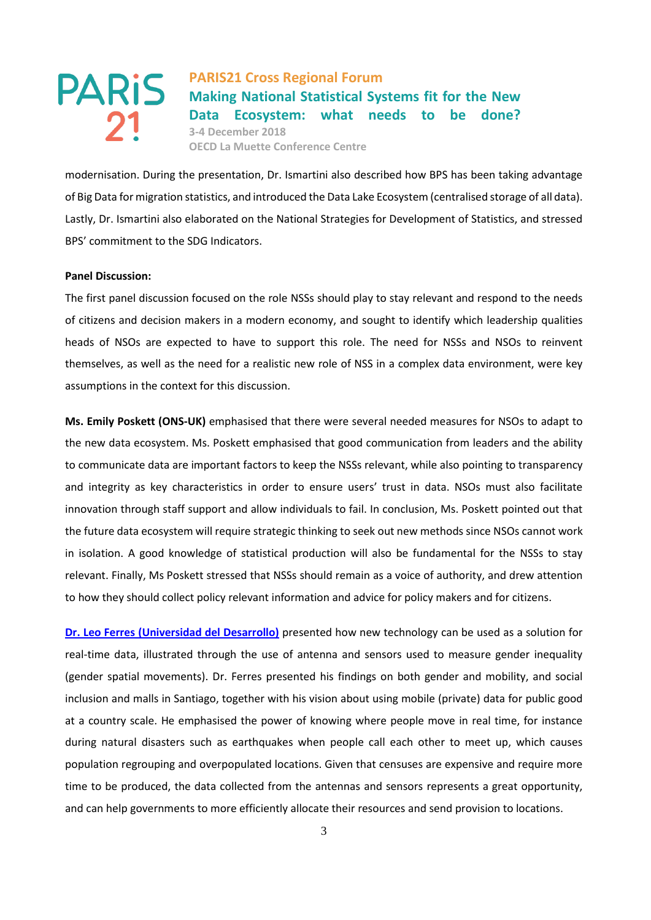modernisation. During the presentation, Dr. Ismartini also described how BPS has been taking advantage of Big Data for migration statistics, and introduced the Data Lake Ecosystem (centralised storage of all data). Lastly, Dr. Ismartini also elaborated on the National Strategies for Development of Statistics, and stressed BPS' commitment to the SDG Indicators.

**Panel Discussion:**

The first panel discussion focused on the role NSSs should play to stay relevant and respond to the needs of citizens and decision makers in a modern economy, and sought to identify which leadership qualities heads of NSOs are expected to have to support this role. The need for NSSs and NSOs to reinvent themselves, as well as the need for a realistic new role of NSS in a complex data environment, were key assumptions in the context for this discussion.

**Ms. Emily Poskett (ONS-UK)** emphasised that there were several needed measures for NSOs to adapt to the new data ecosystem. Ms. Poskett emphasised that good communication from leaders and the ability to communicate data are important factors to keep the NSSs relevant, while also pointing to transparency and integrity as key characteristics in order to ensure users' trust in data. NSOs must also facilitate innovation through staff support and allow individuals to fail. In conclusion, Ms. Poskett pointed out that the future data ecosystem will require strategic thinking to seek out new methods since NSOs cannot work in isolation. A good knowledge of statistical production will also be fundamental for the NSSs to stay relevant. Finally, Ms Poskett stressed that NSSs should remain as a voice of authority, and drew attention to how they should collect policy relevant information and advice for policy makers and for citizens.

**Dr. Leo Ferres (Universidad del Desarrollo)** presented how new technology can be used as a solution for real-time data, illustrated through the use of antenna and sensors used to measure gender inequality (gender spatial movements). Dr. Ferres presented his findings on both gender and mobility, and social inclusion and malls in Santiago, together with his vision about using mobile (private) data for public good at a country scale. He emphasised the power of knowing where people move in real time, for instance during natural disasters such as earthquakes when people call each other to meet up, which causes population regrouping and overpopulated locations. Given that censuses are expensive and require more time to be produced, the data collected from the antennas and sensors represents a great opportunity, and can help governments to more efficiently allocate their resources and send provision to locations.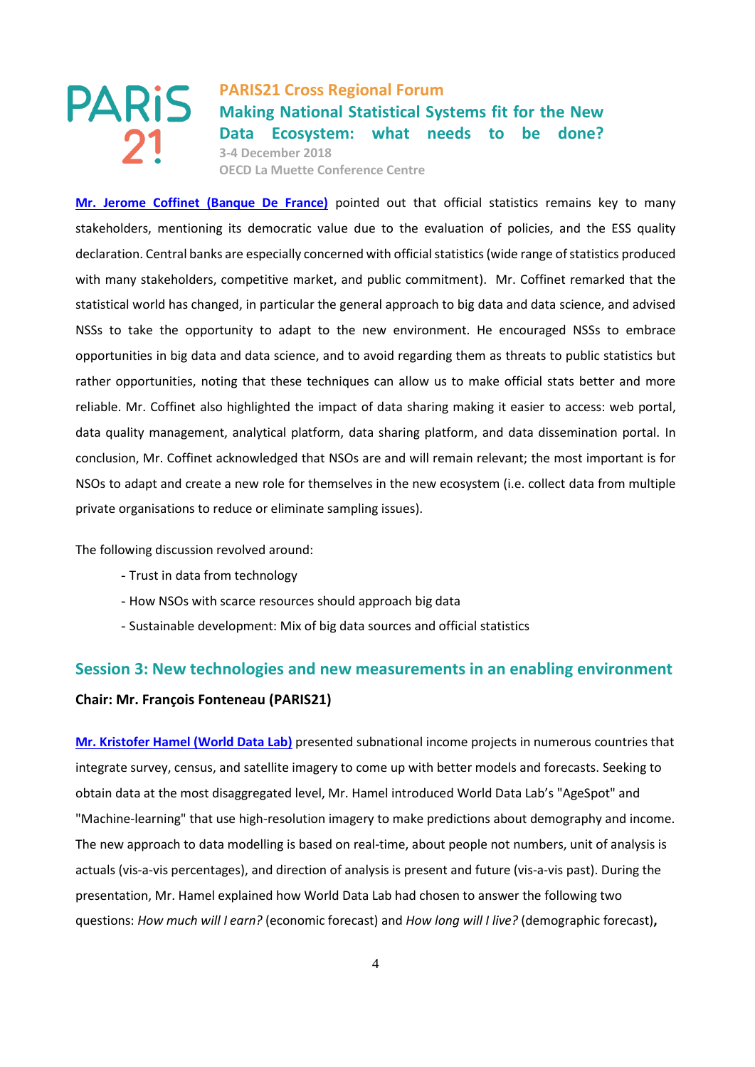**Mr. Jerome Coffinet (Banque De France)** pointed out that official statistics remains key to many stakeholders, mentioning its democratic value due to the evaluation of policies, and the ESS quality declaration. Central banks are especially concerned with official statistics (wide range of statistics produced with many stakeholders, competitive market, and public commitment). Mr. Coffinet remarked that the statistical world has changed, in particular the general approach to big data and data science, and advised NSSs to take the opportunity to adapt to the new environment. He encouraged NSSs to embrace opportunities in big data and data science, and to avoid regarding them as threats to public statistics but rather opportunities, noting that these techniques can allow us to make official stats better and more reliable. Mr. Coffinet also highlighted the impact of data sharing making it easier to access: web portal, data quality management, analytical platform, data sharing platform, and data dissemination portal. In conclusion, Mr. Coffinet acknowledged that NSOs are and will remain relevant; the most important is for NSOs to adapt and create a new role for themselves in the new ecosystem (i.e. collect data from multiple private organisations to reduce or eliminate sampling issues).

The following discussion revolved around:

- Trust in data from technology
- How NSOs with scarce resources should approach big data
- Sustainable development: Mix of big data sources and official statistics

## Session 3: New technologies and new measurements in an enabling environment

**Chair: Mr. François Fonteneau (PARIS21)**

**Mr. Kristofer Hamel (World Data Lab)** presented subnational income projects in numerous countries that integrate survey, census, and satellite imagery to come up with better models and forecasts. Seeking to obtain data at the most disaggregated level, Mr. Hamel introduced World Data Lab's "AgeSpot" and "Machine-learning" that use high-resolution imagery to make predictions about demography and income. The new approach to data modelling is based on real-time, about people not numbers, unit of analysis is actuals (vis-a-vis percentages), and direction of analysis is present and future (vis-a-vis past). During the presentation, Mr. Hamel explained how World Data Lab had chosen to answer the following two questions: *How much will I earn?* (economic forecast) and *How long will I live?* (demographic forecast),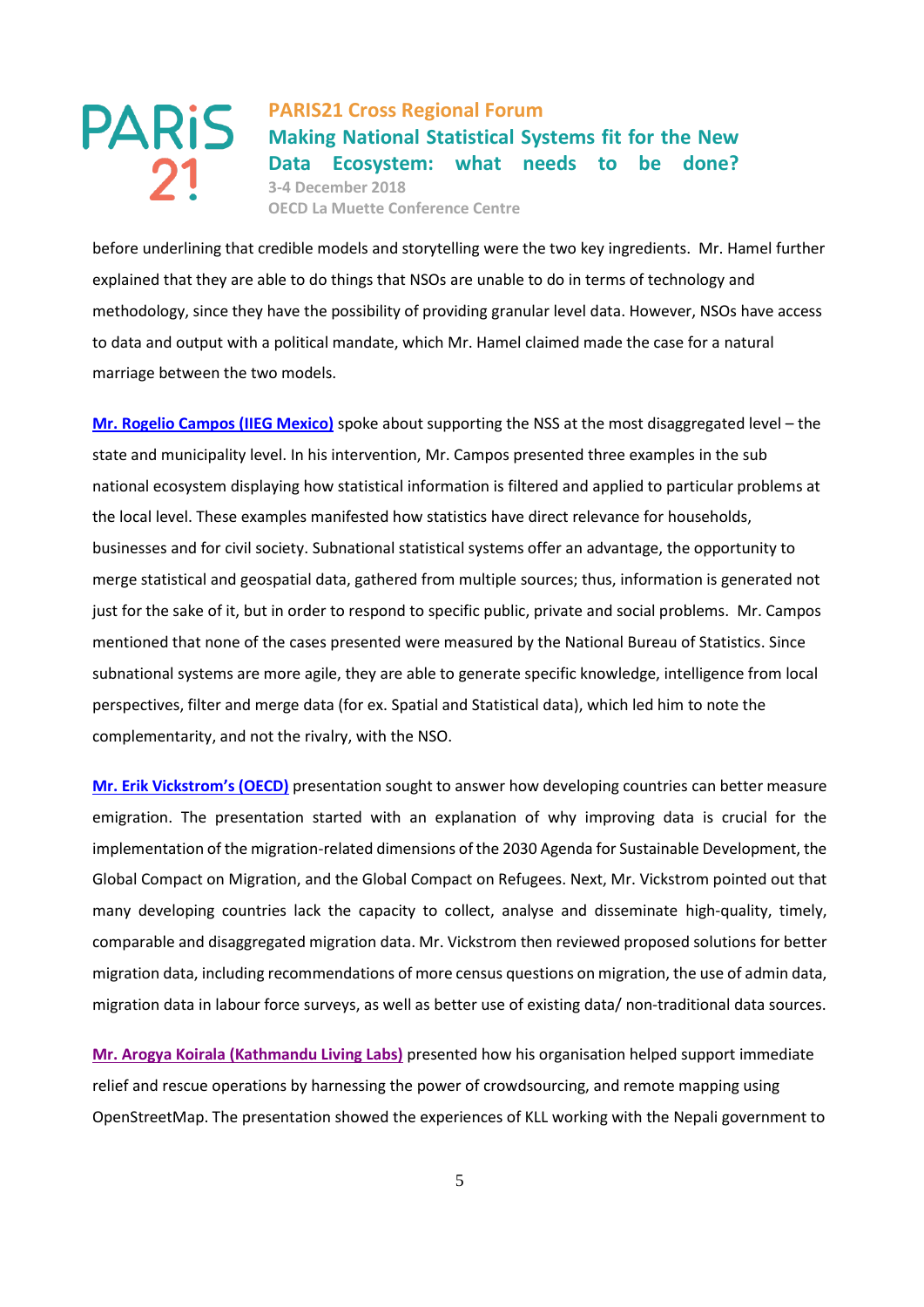before underlining that credible models and storytelling were the two key ingredients. Mr. Hamel further explained that they are able to do things that NSOs are unable to do in terms of technology and methodology, since they have the possibility of providing granular level data. However, NSOs have access to data and output with a political mandate, which Mr. Hamel claimed made the case for a natural marriage between the two models.

**Mr. Rogelio Campos (IIEG Mexico)** spoke about supporting the NSS at the most disaggregated level – the state and municipality level. In his intervention, Mr. Campos presented three examples in the sub national ecosystem displaying how statistical information is filtered and applied to particular problems at the local level. These examples manifested how statistics have direct relevance for households, businesses and for civil society. Subnational statistical systems offer an advantage, the opportunity to merge statistical and geospatial data, gathered from multiple sources; thus, information is generated not just for the sake of it, but in order to respond to specific public, private and social problems. Mr. Campos mentioned that none of the cases presented were measured by the National Bureau of Statistics. Since subnational systems are more agile, they are able to generate specific knowledge, intelligence from local perspectives, filter and merge data (for ex. Spatial and Statistical data), which led him to note the complementarity, and not the rivalry, with the NSO.

**Mr. Erik Vickstrom's (OECD)** presentation sought to answer how developing countries can better measure emigration. The presentation started with an explanation of why improving data is crucial for the implementation of the migration-related dimensions of the 2030 Agenda for Sustainable Development, the Global Compact on Migration, and the Global Compact on Refugees. Next, Mr. Vickstrom pointed out that many developing countries lack the capacity to collect, analyse and disseminate high-quality, timely, comparable and disaggregated migration data. Mr. Vickstrom then reviewed proposed solutions for better migration data, including recommendations of more census questions on migration, the use of admin data, migration data in labour force surveys, as well as better use of existing data/ non-traditional data sources.

**Mr. Arogya Koirala (Kathmandu Living Labs)** presented how his organisation helped support immediate relief and rescue operations by harnessing the power of crowdsourcing, and remote mapping using OpenStreetMap. The presentation showed the experiences of KLL working with the Nepali government to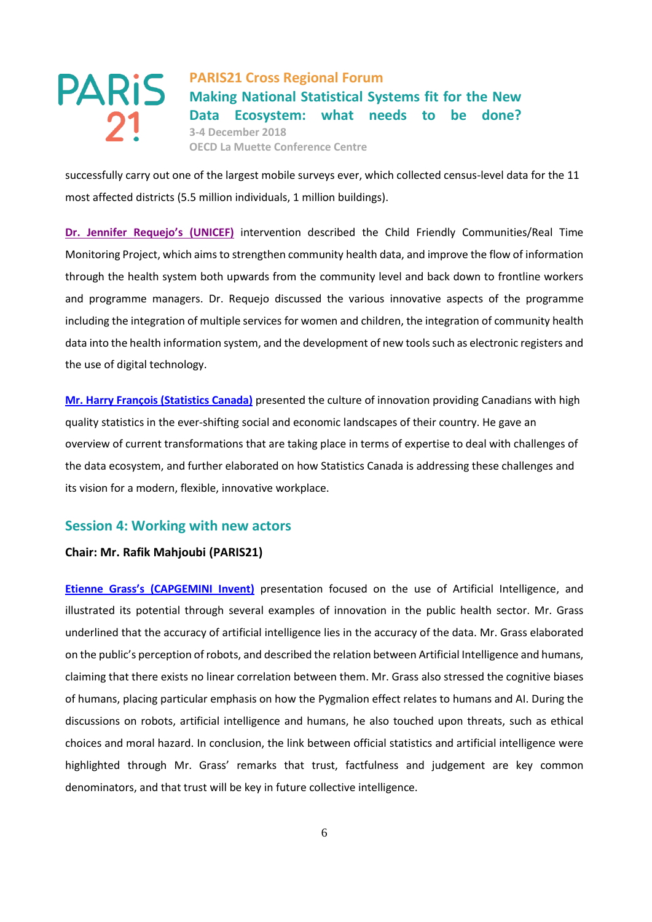successfully carry out one of the largest mobile surveys ever, which collected census-level data for the 11 most affected districts (5.5 million individuals, 1 million buildings).

**Dr. Jennifer Requejo's (UNICEF)** intervention described the Child Friendly Communities/Real Time Monitoring Project, which aims to strengthen community health data, and improve the flow of information through the health system both upwards from the community level and back down to frontline workers and programme managers. Dr. Requejo discussed the various innovative aspects of the programme including the integration of multiple services for women and children, the integration of community health data into the health information system, and the development of new tools such as electronic registers and the use of digital technology.

**Mr. Harry François (Statistics Canada)** presented the culture of innovation providing Canadians with high quality statistics in the ever-shifting social and economic landscapes of their country. He gave an overview of current transformations that are taking place in terms of expertise to deal with challenges of the data ecosystem, and further elaborated on how Statistics Canada is addressing these challenges and its vision for a modern, flexible, innovative workplace.

## Session 4: Working with new actors

**Chair: Mr. Rafik Mahjoubi (PARIS21)**

**Etienne Grass's (CAPGEMINI Invent)** presentation focused on the use of Artificial Intelligence, and illustrated its potential through several examples of innovation in the public health sector. Mr. Grass underlined that the accuracy of artificial intelligence lies in the accuracy of the data. Mr. Grass elaborated on the public's perception of robots, and described the relation between Artificial Intelligence and humans, claiming that there exists no linear correlation between them. Mr. Grass also stressed the cognitive biases of humans, placing particular emphasis on how the Pygmalion effect relates to humans and AI. During the discussions on robots, artificial intelligence and humans, he also touched upon threats, such as ethical choices and moral hazard. In conclusion, the link between official statistics and artificial intelligence were highlighted through Mr. Grass' remarks that trust, factfulness and judgement are key common denominators, and that trust will be key in future collective intelligence.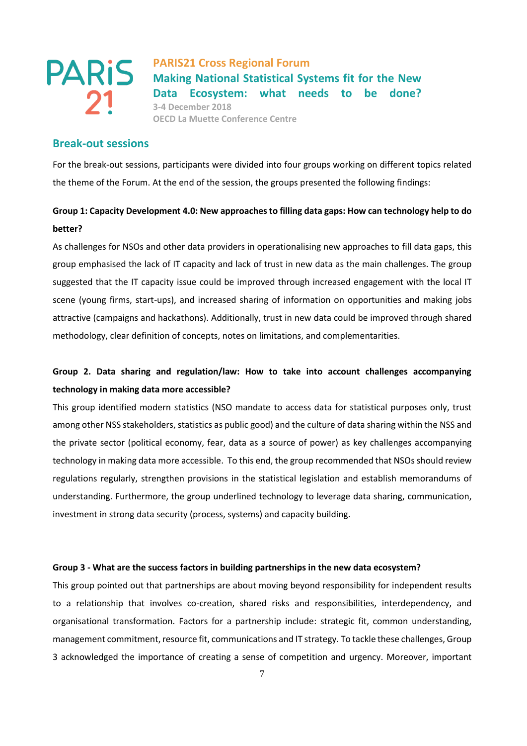## Break-out sessions

For the break-out sessions, participants were divided into four groups working on different topics related the theme of the Forum. At the end of the session, the groups presented the following findings:

**Group 1: Capacity Development 4.0: New approaches to filling data gaps: How can technology help to do better?**

As challenges for NSOs and other data providers in operationalising new approaches to fill data gaps, this group emphasised the lack of IT capacity and lack of trust in new data as the main challenges. The group suggested that the IT capacity issue could be improved through increased engagement with the local IT scene (young firms, start-ups), and increased sharing of information on opportunities and making jobs attractive (campaigns and hackathons). Additionally, trust in new data could be improved through shared methodology, clear definition of concepts, notes on limitations, and complementarities.

**Group 2. Data sharing and regulation/law: How to take into account challenges accompanying technology in making data more accessible?**

This group identified modern statistics (NSO mandate to access data for statistical purposes only, trust among other NSS stakeholders, statistics as public good) and the culture of data sharing within the NSS and the private sector (political economy, fear, data as a source of power) as key challenges accompanying technology in making data more accessible. To this end, the group recommended that NSOs should review regulations regularly, strengthen provisions in the statistical legislation and establish memorandums of understanding. Furthermore, the group underlined technology to leverage data sharing, communication, investment in strong data security (process, systems) and capacity building.

**Group 3 - What are the success factors in building partnerships in the new data ecosystem?**

This group pointed out that partnerships are about moving beyond responsibility for independent results to a relationship that involves co-creation, shared risks and responsibilities, interdependency, and organisational transformation. Factors for a partnership include: strategic fit, common understanding, management commitment, resource fit, communications and IT strategy. To tackle these challenges, Group 3 acknowledged the importance of creating a sense of competition and urgency. Moreover, important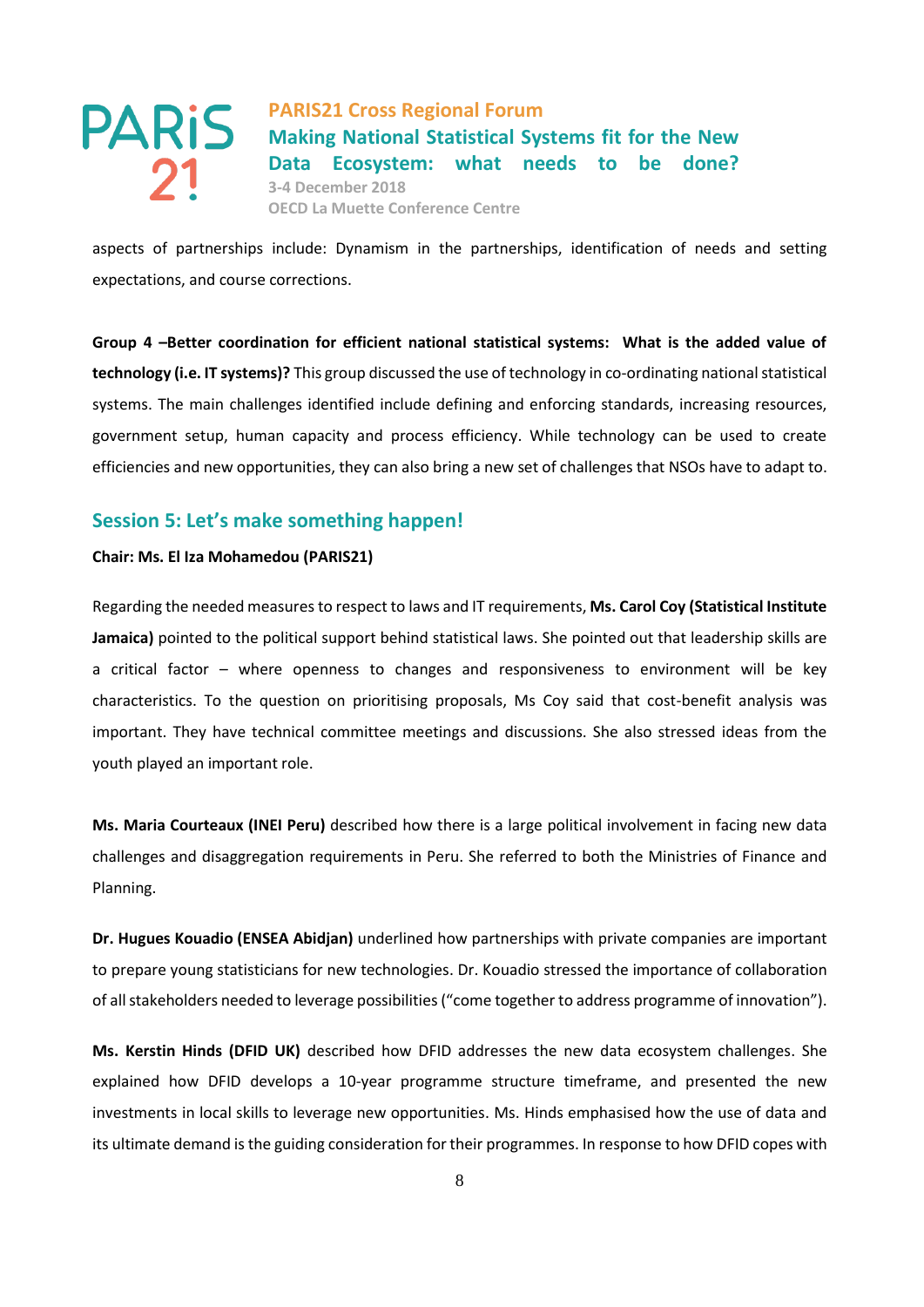aspects of partnerships include: Dynamism in the partnerships, identification of needs and setting expectations, and course corrections.

**Group 4 –Better coordination for efficient national statistical systems: What is the added value of technology (i.e. IT systems)?** This group discussed the use of technology in co-ordinating national statistical systems. The main challenges identified include defining and enforcing standards, increasing resources, government setup, human capacity and process efficiency. While technology can be used to create efficiencies and new opportunities, they can also bring a new set of challenges that NSOs have to adapt to.

## Session 5: Let's make something happen!

**Chair: Ms. El Iza Mohamedou (PARIS21)**

Regarding the needed measures to respect to laws and IT requirements, **Ms. Carol Coy (Statistical Institute Jamaica)** pointed to the political support behind statistical laws. She pointed out that leadership skills are a critical factor – where openness to changes and responsiveness to environment will be key characteristics. To the question on prioritising proposals, Ms Coy said that cost-benefit analysis was important. They have technical committee meetings and discussions. She also stressed ideas from the youth played an important role.

**Ms. Maria Courteaux (INEI Peru)** described how there is a large political involvement in facing new data challenges and disaggregation requirements in Peru. She referred to both the Ministries of Finance and Planning.

**Dr. Hugues Kouadio (ENSEA Abidjan)** underlined how partnerships with private companies are important to prepare young statisticians for new technologies. Dr. Kouadio stressed the importance of collaboration of all stakeholders needed to leverage possibilities ("come together to address programme of innovation").

**Ms. Kerstin Hinds (DFID UK)** described how DFID addresses the new data ecosystem challenges. She explained how DFID develops a 10-year programme structure timeframe, and presented the new investments in local skills to leverage new opportunities. Ms. Hinds emphasised how the use of data and its ultimate demand is the guiding consideration for their programmes. In response to how DFID copes with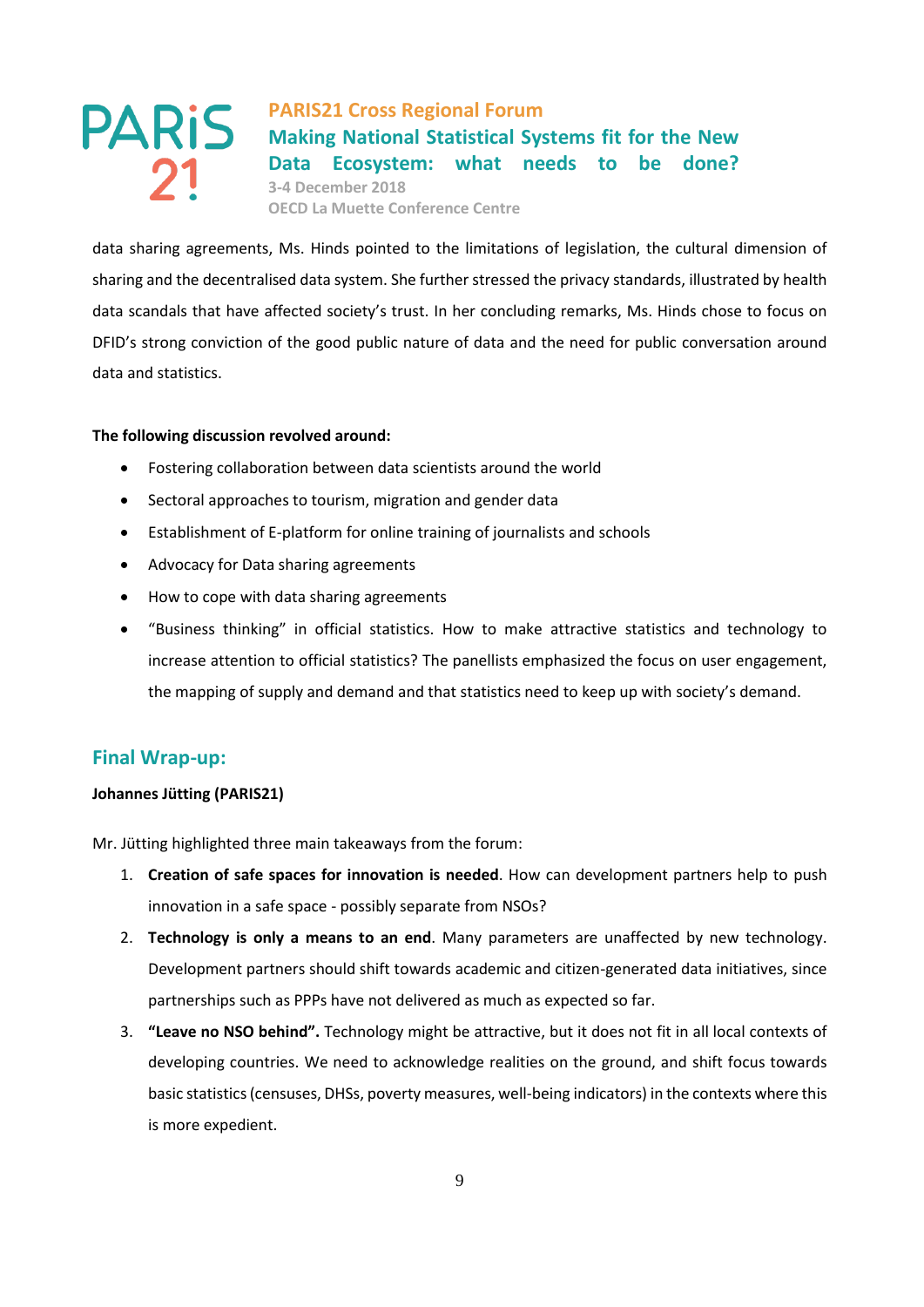data sharing agreements, Ms. Hinds pointed to the limitations of legislation, the cultural dimension of sharing and the decentralised data system. She further stressed the privacy standards, illustrated by health data scandals that have affected society's trust. In her concluding remarks, Ms. Hinds chose to focus on DFID's strong conviction of the good public nature of data and the need for public conversation around data and statistics.

**The following discussion revolved around:**

- Fostering collaboration between data scientists around the world
- Sectoral approaches to tourism, migration and gender data
- Establishment of E-platform for online training of journalists and schools
- Advocacy for Data sharing agreements
- How to cope with data sharing agreements
- "Business thinking" in official statistics. How to make attractive statistics and technology to increase attention to official statistics? The panellists emphasized the focus on user engagement, the mapping of supply and demand and that statistics need to keep up with society's demand.

## Final Wrap-up:

**Johannes Jütting (PARIS21)**

Mr. Jütting highlighted three main takeaways from the forum:

1. **Creation of safe spaces for innovation is needed**. How can development partners help to push innovation in a safe space - possibly separate from NSOs?
2. **Technology is only a means to an end**. Many parameters are unaffected by new technology. Development partners should shift towards academic and citizen-generated data initiatives, since partnerships such as PPPs have not delivered as much as expected so far.
3. **"Leave no NSO behind".** Technology might be attractive, but it does not fit in all local contexts of developing countries. We need to acknowledge realities on the ground, and shift focus towards basic statistics (censuses, DHSs, poverty measures, well-being indicators) in the contexts where this is more expedient.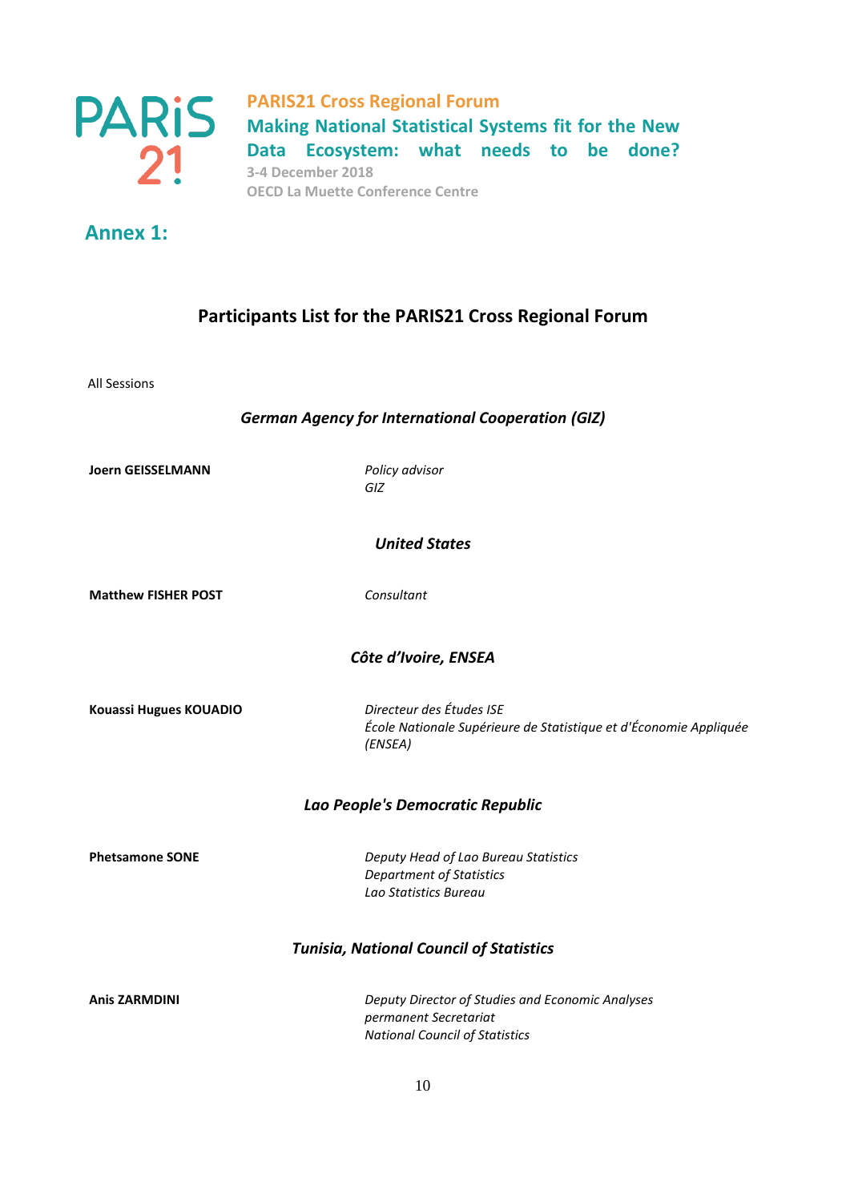**PARIS21 Cross Regional Forum**

**Making National Statistical Systems fit for the New Data Ecosystem: what needs to be done?**

**3-4 December 2018**

**OECD La Muette Conference Centre**

## Annex 1:

### Participants List for the PARIS21 Cross Regional Forum

All Sessions

***German Agency for International Cooperation (GIZ)***

**Joern GEISSELMANN**

*Policy advisor*
*GIZ*

***United States***

**Matthew FISHER POST**

*Consultant*

***Côte d'Ivoire, ENSEA***

**Kouassi Hugues KOUADIO**

*Directeur des Études ISE*
*École Nationale Supérieure de Statistique et d'Économie Appliquée (ENSEA)*

***Lao People's Democratic Republic***

**Phetsamone SONE**

*Deputy Head of Lao Bureau Statistics*
*Department of Statistics*
*Lao Statistics Bureau*

***Tunisia, National Council of Statistics***

**Anis ZARMDINI**

*Deputy Director of Studies and Economic Analyses*
*permanent Secretariat*
*National Council of Statistics*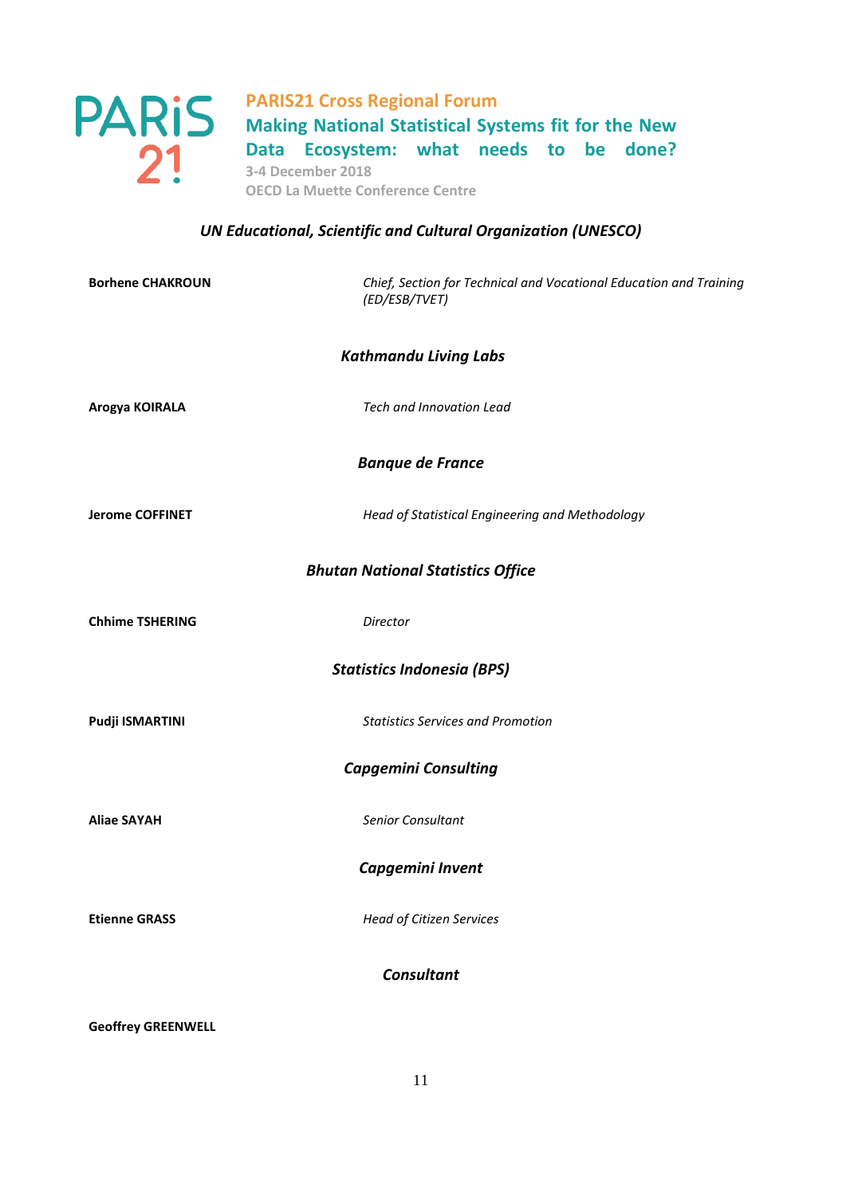### *UN Educational, Scientific and Cultural Organization (UNESCO)*

**Borhene CHAKROUN** — *Chief, Section for Technical and Vocational Education and Training (ED/ESB/TVET)*

### *Kathmandu Living Labs*

**Arogya KOIRALA** — *Tech and Innovation Lead*

### *Banque de France*

**Jerome COFFINET** — *Head of Statistical Engineering and Methodology*

### *Bhutan National Statistics Office*

**Chhime TSHERING** — *Director*

### *Statistics Indonesia (BPS)*

**Pudji ISMARTINI** — *Statistics Services and Promotion*

### *Capgemini Consulting*

**Aliae SAYAH** — *Senior Consultant*

### *Capgemini Invent*

**Etienne GRASS** — *Head of Citizen Services*

### *Consultant*

**Geoffrey GREENWELL**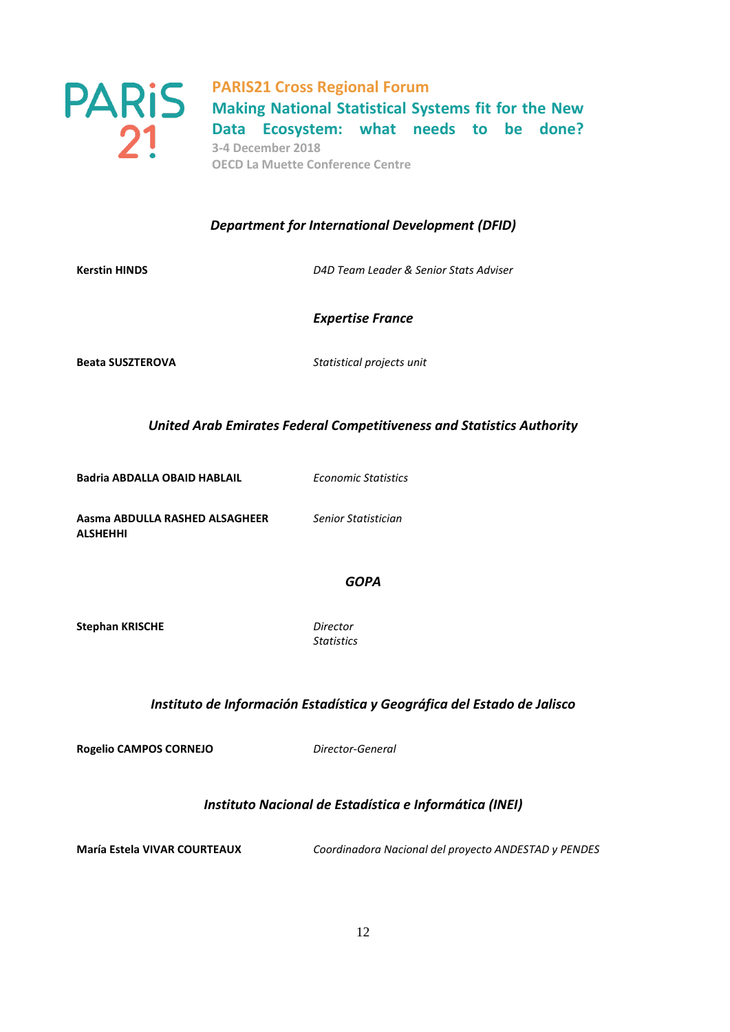***Department for International Development (DFID)***

**Kerstin HINDS** — *D4D Team Leader & Senior Stats Adviser*

***Expertise France***

**Beata SUSZTEROVA** — *Statistical projects unit*

***United Arab Emirates Federal Competitiveness and Statistics Authority***

**Badria ABDALLA OBAID HABLAIL** — *Economic Statistics*

**Aasma ABDULLA RASHED ALSAGHEER ALSHEHHI** — *Senior Statistician*

***GOPA***

**Stephan KRISCHE** — *Director Statistics*

***Instituto de Información Estadística y Geográfica del Estado de Jalisco***

**Rogelio CAMPOS CORNEJO** — *Director-General*

***Instituto Nacional de Estadística e Informática (INEI)***

**María Estela VIVAR COURTEAUX** — *Coordinadora Nacional del proyecto ANDESTAD y PENDES*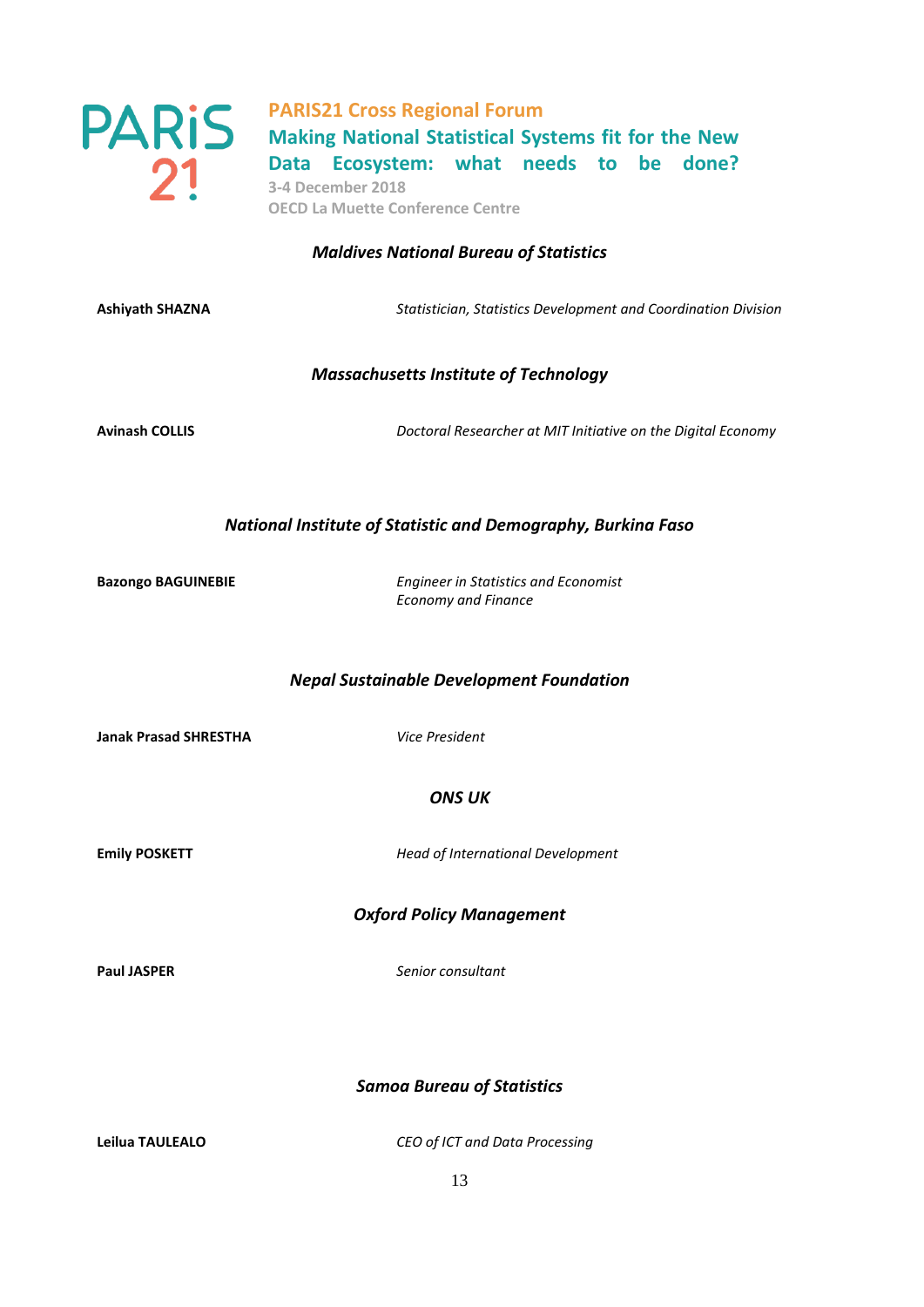### *Maldives National Bureau of Statistics*

**Ashiyath SHAZNA** — *Statistician, Statistics Development and Coordination Division*

### *Massachusetts Institute of Technology*

**Avinash COLLIS** — *Doctoral Researcher at MIT Initiative on the Digital Economy*

### *National Institute of Statistic and Demography, Burkina Faso*

**Bazongo BAGUINEBIE** — *Engineer in Statistics and Economist*
*Economy and Finance*

### *Nepal Sustainable Development Foundation*

**Janak Prasad SHRESTHA** — *Vice President*

### *ONS UK*

**Emily POSKETT** — *Head of International Development*

### *Oxford Policy Management*

**Paul JASPER** — *Senior consultant*

### *Samoa Bureau of Statistics*

**Leilua TAULEALO** — *CEO of ICT and Data Processing*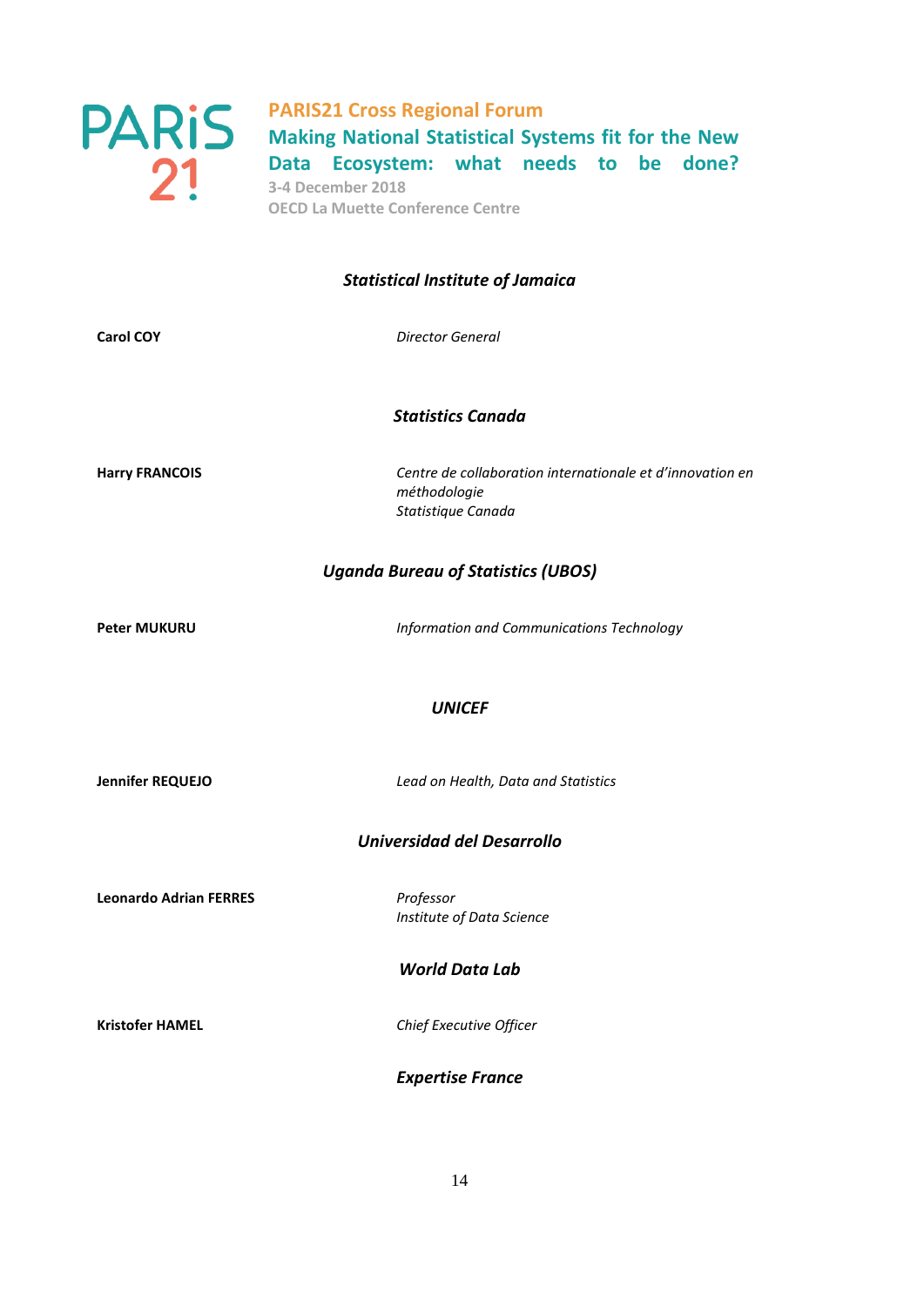### *Statistical Institute of Jamaica*

| | |
|---|---|
| **Carol COY** | *Director General* |

### *Statistics Canada*

| | |
|---|---|
| **Harry FRANCOIS** | *Centre de collaboration internationale et d'innovation en méthodologie*<br>*Statistique Canada* |

### *Uganda Bureau of Statistics (UBOS)*

| | |
|---|---|
| **Peter MUKURU** | *Information and Communications Technology* |

### *UNICEF*

| | |
|---|---|
| **Jennifer REQUEJO** | *Lead on Health, Data and Statistics* |

### *Universidad del Desarrollo*

| | |
|---|---|
| **Leonardo Adrian FERRES** | *Professor*<br>*Institute of Data Science* |

### *World Data Lab*

| | |
|---|---|
| **Kristofer HAMEL** | *Chief Executive Officer* |

### *Expertise France*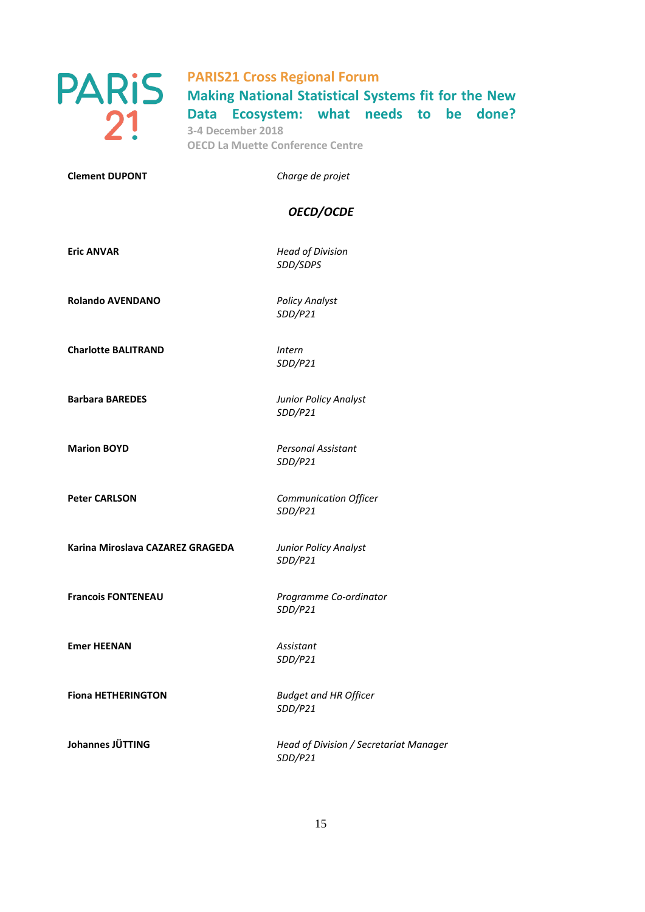**Clement DUPONT** — *Charge de projet*

### *OECD/OCDE*

**Eric ANVAR** — *Head of Division*
*SDD/SDPS*

**Rolando AVENDANO** — *Policy Analyst*
*SDD/P21*

**Charlotte BALITRAND** — *Intern*
*SDD/P21*

**Barbara BAREDES** — *Junior Policy Analyst*
*SDD/P21*

**Marion BOYD** — *Personal Assistant*
*SDD/P21*

**Peter CARLSON** — *Communication Officer*
*SDD/P21*

**Karina Miroslava CAZAREZ GRAGEDA** — *Junior Policy Analyst*
*SDD/P21*

**Francois FONTENEAU** — *Programme Co-ordinator*
*SDD/P21*

**Emer HEENAN** — *Assistant*
*SDD/P21*

**Fiona HETHERINGTON** — *Budget and HR Officer*
*SDD/P21*

**Johannes JÜTTING** — *Head of Division / Secretariat Manager*
*SDD/P21*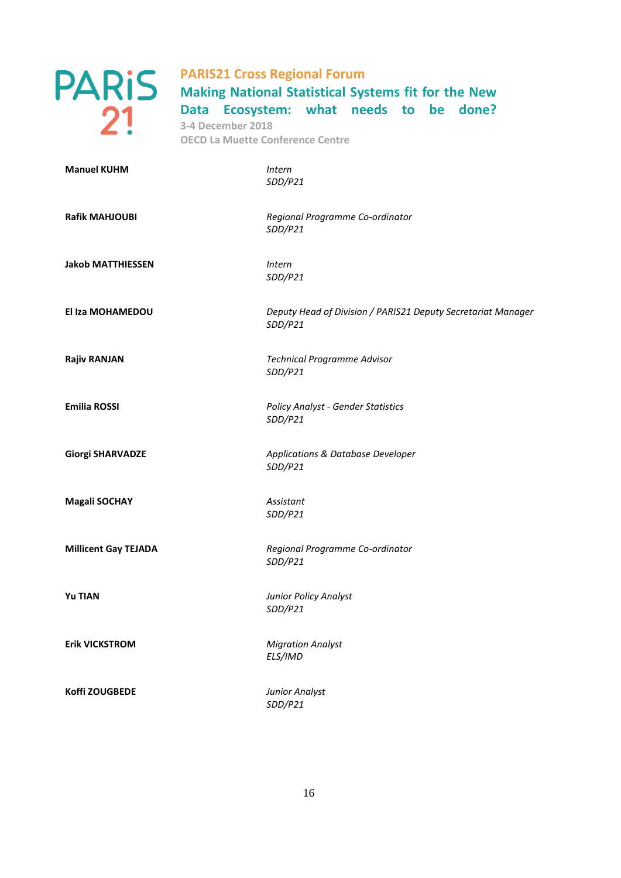**Manuel KUHM** — *Intern*
*SDD/P21*

**Rafik MAHJOUBI** — *Regional Programme Co-ordinator*
*SDD/P21*

**Jakob MATTHIESSEN** — *Intern*
*SDD/P21*

**El Iza MOHAMEDOU** — *Deputy Head of Division / PARIS21 Deputy Secretariat Manager*
*SDD/P21*

**Rajiv RANJAN** — *Technical Programme Advisor*
*SDD/P21*

**Emilia ROSSI** — *Policy Analyst - Gender Statistics*
*SDD/P21*

**Giorgi SHARVADZE** — *Applications & Database Developer*
*SDD/P21*

**Magali SOCHAY** — *Assistant*
*SDD/P21*

**Millicent Gay TEJADA** — *Regional Programme Co-ordinator*
*SDD/P21*

**Yu TIAN** — *Junior Policy Analyst*
*SDD/P21*

**Erik VICKSTROM** — *Migration Analyst*
*ELS/IMD*

**Koffi ZOUGBEDE** — *Junior Analyst*
*SDD/P21*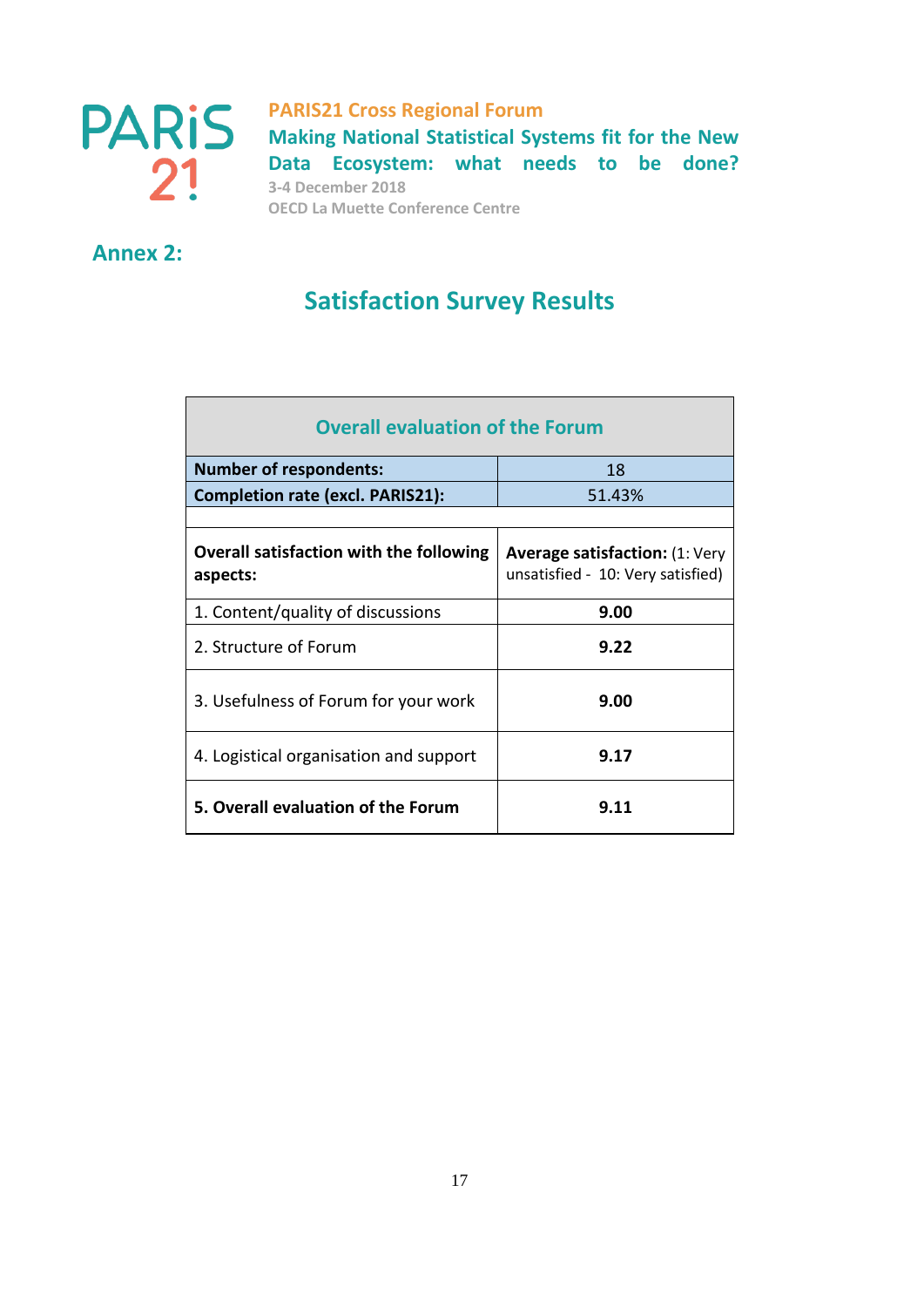PARIS21 Cross Regional Forum

Making National Statistical Systems fit for the New Data Ecosystem: what needs to be done?

3-4 December 2018

OECD La Muette Conference Centre

## Annex 2:

# Satisfaction Survey Results

| Overall evaluation of the Forum | |
|---|---|
| **Number of respondents:** | 18 |
| **Completion rate (excl. PARIS21):** | 51.43% |
| | |
| **Overall satisfaction with the following aspects:** | **Average satisfaction:** (1: Very unsatisfied - 10: Very satisfied) |
| 1. Content/quality of discussions | **9.00** |
| 2. Structure of Forum | **9.22** |
| 3. Usefulness of Forum for your work | **9.00** |
| 4. Logistical organisation and support | **9.17** |
| **5. Overall evaluation of the Forum** | **9.11** |